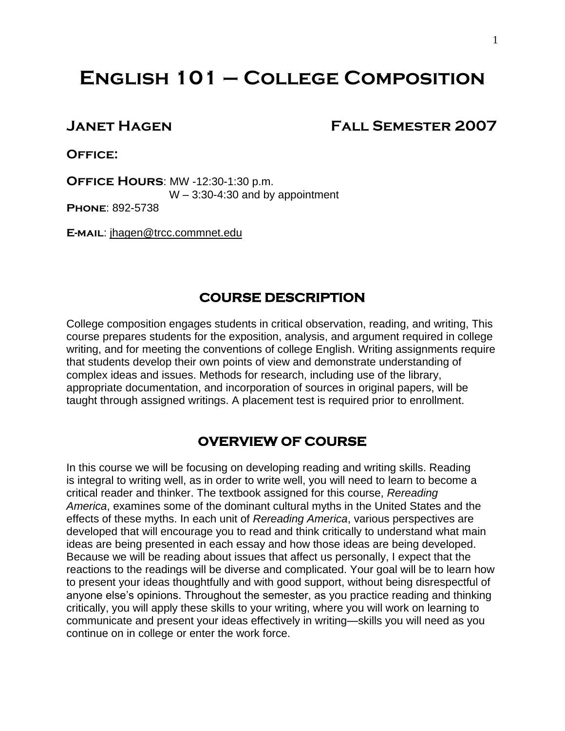# English 101 – College Composition

## Janet Hagen                    Fall Semester 2007

**Office:**

**Office Hours**: MW -12:30-1:30 p.m.
W – 3:30-4:30 and by appointment

**Phone**: 892-5738

**E-mail**: jhagen@trcc.commnet.edu

## COURSE DESCRIPTION

College composition engages students in critical observation, reading, and writing, This course prepares students for the exposition, analysis, and argument required in college writing, and for meeting the conventions of college English. Writing assignments require that students develop their own points of view and demonstrate understanding of complex ideas and issues. Methods for research, including use of the library, appropriate documentation, and incorporation of sources in original papers, will be taught through assigned writings. A placement test is required prior to enrollment.

## OVERVIEW OF COURSE

In this course we will be focusing on developing reading and writing skills. Reading is integral to writing well, as in order to write well, you will need to learn to become a critical reader and thinker. The textbook assigned for this course, *Rereading America*, examines some of the dominant cultural myths in the United States and the effects of these myths. In each unit of *Rereading America*, various perspectives are developed that will encourage you to read and think critically to understand what main ideas are being presented in each essay and how those ideas are being developed. Because we will be reading about issues that affect us personally, I expect that the reactions to the readings will be diverse and complicated. Your goal will be to learn how to present your ideas thoughtfully and with good support, without being disrespectful of anyone else's opinions. Throughout the semester, as you practice reading and thinking critically, you will apply these skills to your writing, where you will work on learning to communicate and present your ideas effectively in writing—skills you will need as you continue on in college or enter the work force.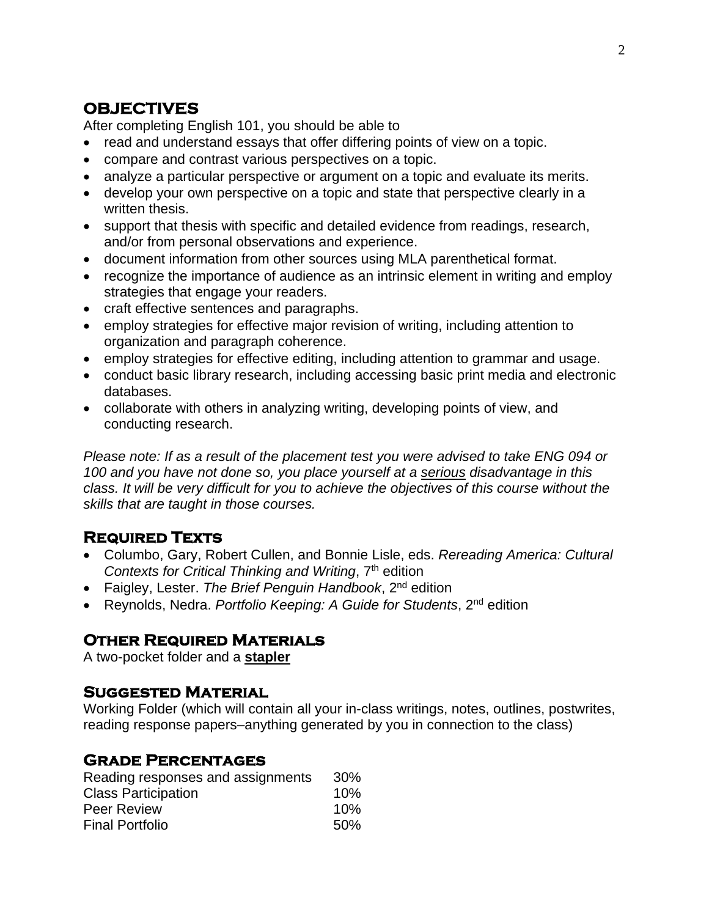## OBJECTIVES

After completing English 101, you should be able to

- read and understand essays that offer differing points of view on a topic.
- compare and contrast various perspectives on a topic.
- analyze a particular perspective or argument on a topic and evaluate its merits.
- develop your own perspective on a topic and state that perspective clearly in a written thesis.
- support that thesis with specific and detailed evidence from readings, research, and/or from personal observations and experience.
- document information from other sources using MLA parenthetical format.
- recognize the importance of audience as an intrinsic element in writing and employ strategies that engage your readers.
- craft effective sentences and paragraphs.
- employ strategies for effective major revision of writing, including attention to organization and paragraph coherence.
- employ strategies for effective editing, including attention to grammar and usage.
- conduct basic library research, including accessing basic print media and electronic databases.
- collaborate with others in analyzing writing, developing points of view, and conducting research.

*Please note: If as a result of the placement test you were advised to take ENG 094 or 100 and you have not done so, you place yourself at a serious disadvantage in this class. It will be very difficult for you to achieve the objectives of this course without the skills that are taught in those courses.*

## Required Texts

- Columbo, Gary, Robert Cullen, and Bonnie Lisle, eds. *Rereading America: Cultural Contexts for Critical Thinking and Writing*, 7th edition
- Faigley, Lester. *The Brief Penguin Handbook*, 2nd edition
- Reynolds, Nedra. *Portfolio Keeping: A Guide for Students*, 2nd edition

## Other Required Materials

A two-pocket folder and a **stapler**

## Suggested Material

Working Folder (which will contain all your in-class writings, notes, outlines, postwrites, reading response papers–anything generated by you in connection to the class)

## Grade Percentages

| | |
|---|---|
| Reading responses and assignments | 30% |
| Class Participation | 10% |
| Peer Review | 10% |
| Final Portfolio | 50% |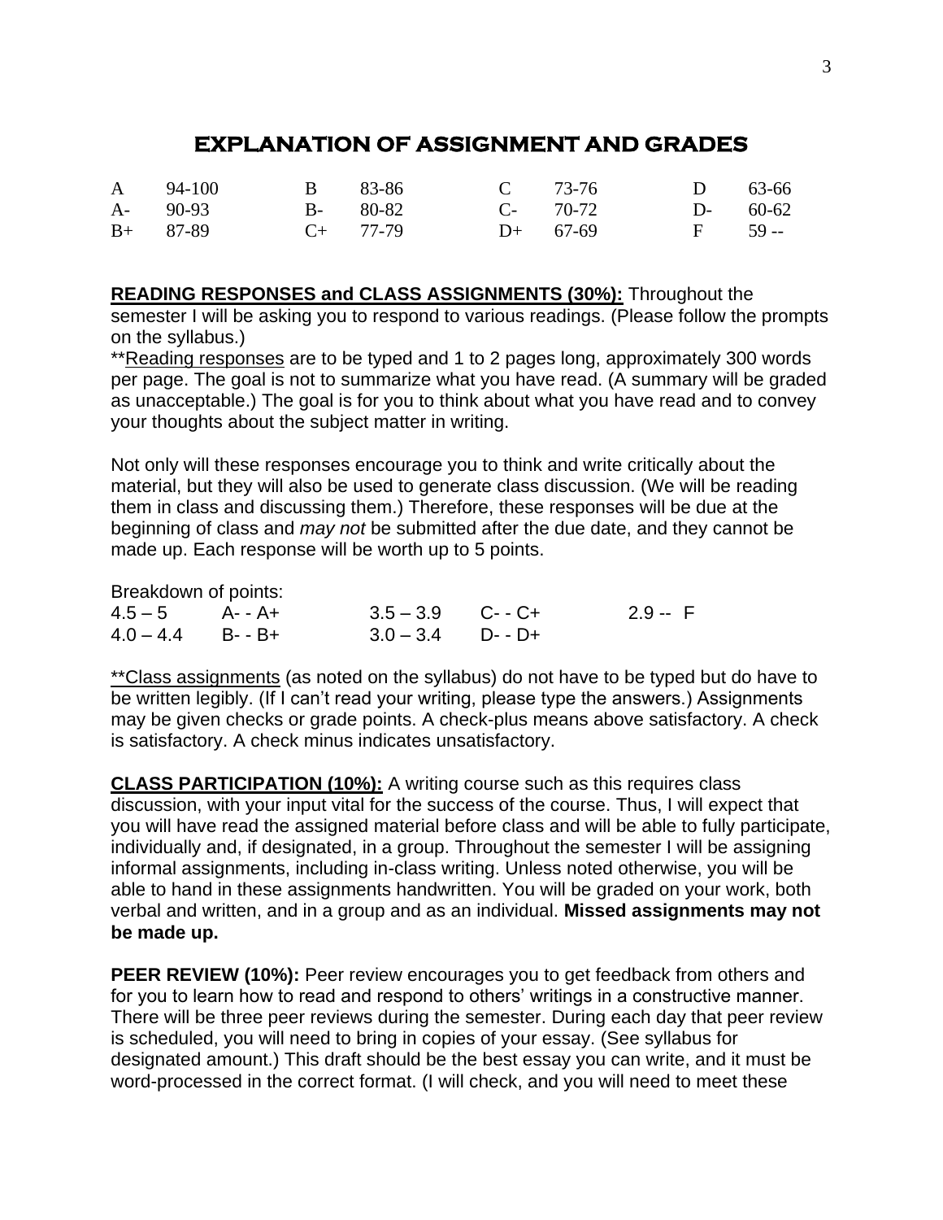# EXPLANATION OF ASSIGNMENT AND GRADES

| | | | | | | | |
|---|---|---|---|---|---|---|---|
| A | 94-100 | B | 83-86 | C | 73-76 | D | 63-66 |
| A- | 90-93 | B- | 80-82 | C- | 70-72 | D- | 60-62 |
| B+ | 87-89 | C+ | 77-79 | D+ | 67-69 | F | 59 -- |

**READING RESPONSES and CLASS ASSIGNMENTS (30%):** Throughout the semester I will be asking you to respond to various readings. (Please follow the prompts on the syllabus.)

**Reading responses are to be typed and 1 to 2 pages long, approximately 300 words per page. The goal is not to summarize what you have read. (A summary will be graded as unacceptable.) The goal is for you to think about what you have read and to convey your thoughts about the subject matter in writing.

Not only will these responses encourage you to think and write critically about the material, but they will also be used to generate class discussion. (We will be reading them in class and discussing them.) Therefore, these responses will be due at the beginning of class and *may not* be submitted after the due date, and they cannot be made up. Each response will be worth up to 5 points.

Breakdown of points:

| | | | | |
|---|---|---|---|---|
| 4.5 – 5 | A- - A+ | 3.5 – 3.9 | C- - C+ | 2.9 -- F |
| 4.0 – 4.4 | B- - B+ | 3.0 – 3.4 | D- - D+ | |

**Class assignments (as noted on the syllabus) do not have to be typed but do have to be written legibly. (If I can't read your writing, please type the answers.) Assignments may be given checks or grade points. A check-plus means above satisfactory. A check is satisfactory. A check minus indicates unsatisfactory.

**CLASS PARTICIPATION (10%):** A writing course such as this requires class discussion, with your input vital for the success of the course. Thus, I will expect that you will have read the assigned material before class and will be able to fully participate, individually and, if designated, in a group. Throughout the semester I will be assigning informal assignments, including in-class writing. Unless noted otherwise, you will be able to hand in these assignments handwritten. You will be graded on your work, both verbal and written, and in a group and as an individual. **Missed assignments may not be made up.**

**PEER REVIEW (10%):** Peer review encourages you to get feedback from others and for you to learn how to read and respond to others' writings in a constructive manner. There will be three peer reviews during the semester. During each day that peer review is scheduled, you will need to bring in copies of your essay. (See syllabus for designated amount.) This draft should be the best essay you can write, and it must be word-processed in the correct format. (I will check, and you will need to meet these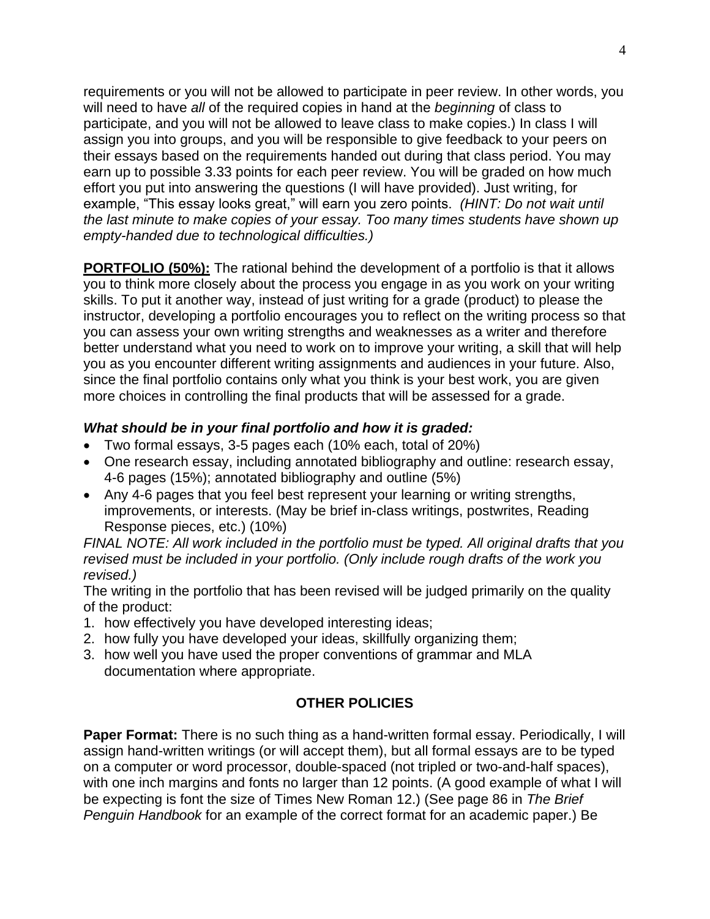requirements or you will not be allowed to participate in peer review. In other words, you will need to have *all* of the required copies in hand at the *beginning* of class to participate, and you will not be allowed to leave class to make copies.) In class I will assign you into groups, and you will be responsible to give feedback to your peers on their essays based on the requirements handed out during that class period. You may earn up to possible 3.33 points for each peer review. You will be graded on how much effort you put into answering the questions (I will have provided). Just writing, for example, "This essay looks great," will earn you zero points. *(HINT: Do not wait until the last minute to make copies of your essay. Too many times students have shown up empty-handed due to technological difficulties.)*

**PORTFOLIO (50%):** The rational behind the development of a portfolio is that it allows you to think more closely about the process you engage in as you work on your writing skills. To put it another way, instead of just writing for a grade (product) to please the instructor, developing a portfolio encourages you to reflect on the writing process so that you can assess your own writing strengths and weaknesses as a writer and therefore better understand what you need to work on to improve your writing, a skill that will help you as you encounter different writing assignments and audiences in your future. Also, since the final portfolio contains only what you think is your best work, you are given more choices in controlling the final products that will be assessed for a grade.

***What should be in your final portfolio and how it is graded:***

- Two formal essays, 3-5 pages each (10% each, total of 20%)
- One research essay, including annotated bibliography and outline: research essay, 4-6 pages (15%); annotated bibliography and outline (5%)
- Any 4-6 pages that you feel best represent your learning or writing strengths, improvements, or interests. (May be brief in-class writings, postwrites, Reading Response pieces, etc.) (10%)

*FINAL NOTE: All work included in the portfolio must be typed. All original drafts that you revised must be included in your portfolio. (Only include rough drafts of the work you revised.)*

The writing in the portfolio that has been revised will be judged primarily on the quality of the product:

1. how effectively you have developed interesting ideas;
2. how fully you have developed your ideas, skillfully organizing them;
3. how well you have used the proper conventions of grammar and MLA documentation where appropriate.

## OTHER POLICIES

**Paper Format:** There is no such thing as a hand-written formal essay. Periodically, I will assign hand-written writings (or will accept them), but all formal essays are to be typed on a computer or word processor, double-spaced (not tripled or two-and-half spaces), with one inch margins and fonts no larger than 12 points. (A good example of what I will be expecting is font the size of Times New Roman 12.) (See page 86 in *The Brief Penguin Handbook* for an example of the correct format for an academic paper.) Be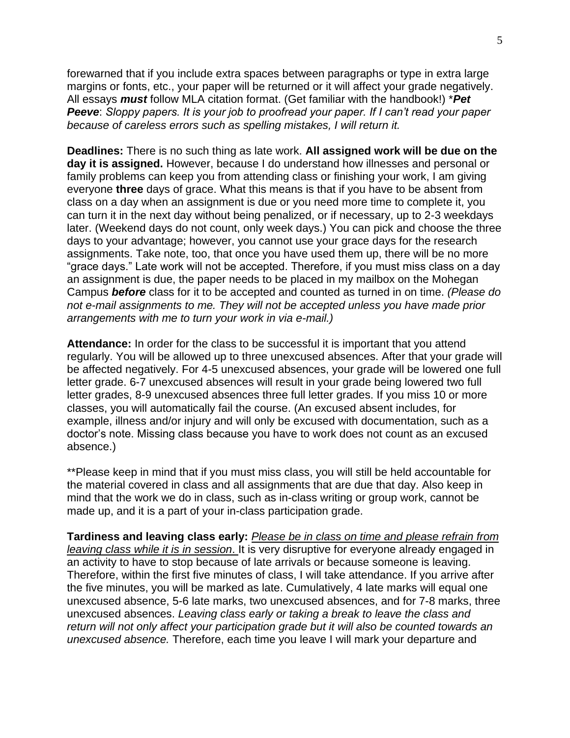forewarned that if you include extra spaces between paragraphs or type in extra large margins or fonts, etc., your paper will be returned or it will affect your grade negatively. All essays ***must*** follow MLA citation format. (Get familiar with the handbook!) ****Pet Peeve***: *Sloppy papers. It is your job to proofread your paper. If I can't read your paper because of careless errors such as spelling mistakes, I will return it.*

**Deadlines:** There is no such thing as late work. **All assigned work will be due on the day it is assigned.** However, because I do understand how illnesses and personal or family problems can keep you from attending class or finishing your work, I am giving everyone **three** days of grace. What this means is that if you have to be absent from class on a day when an assignment is due or you need more time to complete it, you can turn it in the next day without being penalized, or if necessary, up to 2-3 weekdays later. (Weekend days do not count, only week days.) You can pick and choose the three days to your advantage; however, you cannot use your grace days for the research assignments. Take note, too, that once you have used them up, there will be no more "grace days." Late work will not be accepted. Therefore, if you must miss class on a day an assignment is due, the paper needs to be placed in my mailbox on the Mohegan Campus ***before*** class for it to be accepted and counted as turned in on time. *(Please do not e-mail assignments to me. They will not be accepted unless you have made prior arrangements with me to turn your work in via e-mail.)*

**Attendance:** In order for the class to be successful it is important that you attend regularly. You will be allowed up to three unexcused absences. After that your grade will be affected negatively. For 4-5 unexcused absences, your grade will be lowered one full letter grade. 6-7 unexcused absences will result in your grade being lowered two full letter grades, 8-9 unexcused absences three full letter grades. If you miss 10 or more classes, you will automatically fail the course. (An excused absent includes, for example, illness and/or injury and will only be excused with documentation, such as a doctor's note. Missing class because you have to work does not count as an excused absence.)

**Please keep in mind that if you must miss class, you will still be held accountable for the material covered in class and all assignments that are due that day. Also keep in mind that the work we do in class, such as in-class writing or group work, cannot be made up, and it is a part of your in-class participation grade.

**Tardiness and leaving class early:** *Please be in class on time and please refrain from leaving class while it is in session*. It is very disruptive for everyone already engaged in an activity to have to stop because of late arrivals or because someone is leaving. Therefore, within the first five minutes of class, I will take attendance. If you arrive after the five minutes, you will be marked as late. Cumulatively, 4 late marks will equal one unexcused absence, 5-6 late marks, two unexcused absences, and for 7-8 marks, three unexcused absences. *Leaving class early or taking a break to leave the class and return will not only affect your participation grade but it will also be counted towards an unexcused absence.* Therefore, each time you leave I will mark your departure and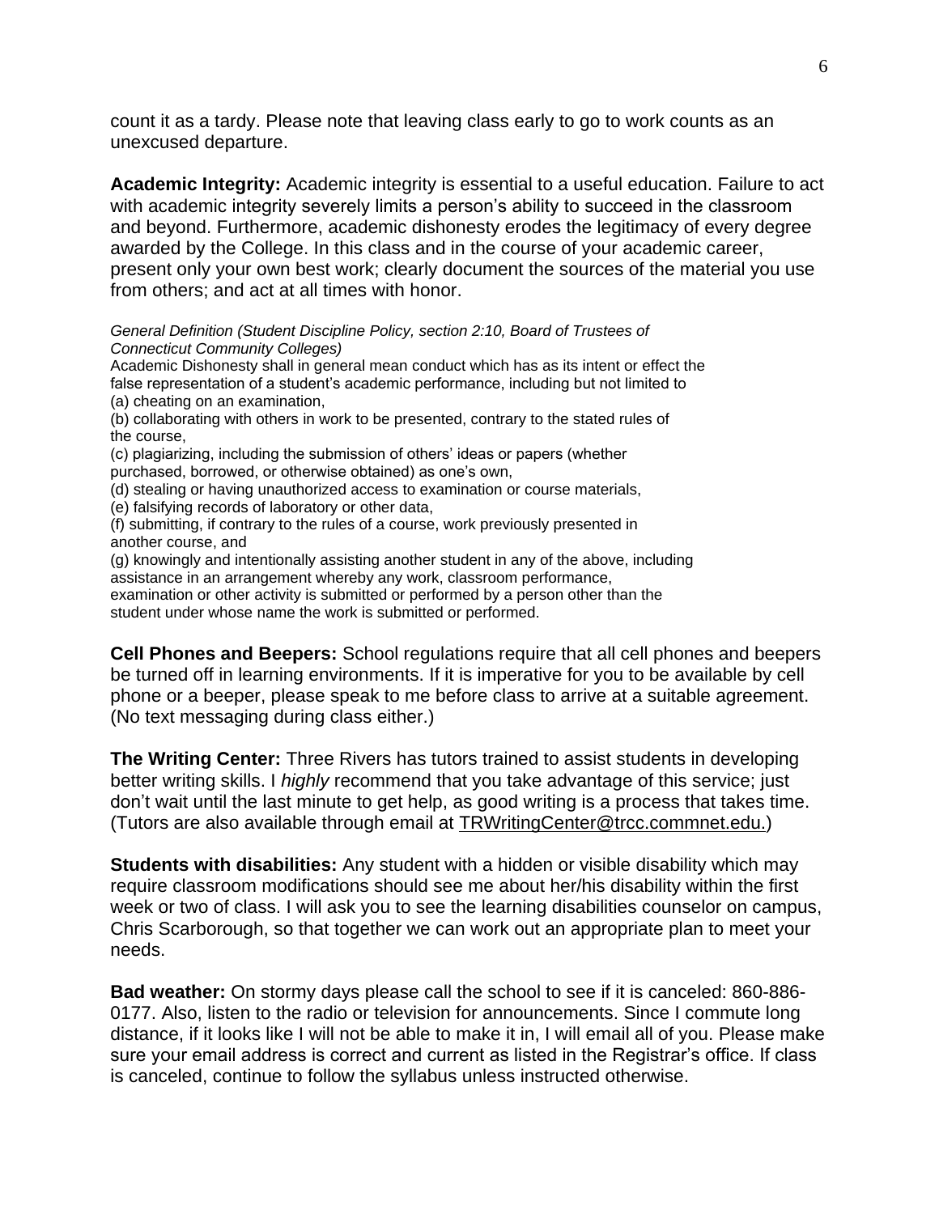count it as a tardy. Please note that leaving class early to go to work counts as an unexcused departure.

**Academic Integrity:** Academic integrity is essential to a useful education. Failure to act with academic integrity severely limits a person's ability to succeed in the classroom and beyond. Furthermore, academic dishonesty erodes the legitimacy of every degree awarded by the College. In this class and in the course of your academic career, present only your own best work; clearly document the sources of the material you use from others; and act at all times with honor.

*General Definition (Student Discipline Policy, section 2:10, Board of Trustees of Connecticut Community Colleges)*
Academic Dishonesty shall in general mean conduct which has as its intent or effect the false representation of a student's academic performance, including but not limited to
(a) cheating on an examination,
(b) collaborating with others in work to be presented, contrary to the stated rules of the course,
(c) plagiarizing, including the submission of others' ideas or papers (whether purchased, borrowed, or otherwise obtained) as one's own,
(d) stealing or having unauthorized access to examination or course materials,
(e) falsifying records of laboratory or other data,
(f) submitting, if contrary to the rules of a course, work previously presented in another course, and
(g) knowingly and intentionally assisting another student in any of the above, including assistance in an arrangement whereby any work, classroom performance, examination or other activity is submitted or performed by a person other than the student under whose name the work is submitted or performed.

**Cell Phones and Beepers:** School regulations require that all cell phones and beepers be turned off in learning environments. If it is imperative for you to be available by cell phone or a beeper, please speak to me before class to arrive at a suitable agreement. (No text messaging during class either.)

**The Writing Center:** Three Rivers has tutors trained to assist students in developing better writing skills. I *highly* recommend that you take advantage of this service; just don't wait until the last minute to get help, as good writing is a process that takes time. (Tutors are also available through email at TRWritingCenter@trcc.commnet.edu.)

**Students with disabilities:** Any student with a hidden or visible disability which may require classroom modifications should see me about her/his disability within the first week or two of class. I will ask you to see the learning disabilities counselor on campus, Chris Scarborough, so that together we can work out an appropriate plan to meet your needs.

**Bad weather:** On stormy days please call the school to see if it is canceled: 860-886-0177. Also, listen to the radio or television for announcements. Since I commute long distance, if it looks like I will not be able to make it in, I will email all of you. Please make sure your email address is correct and current as listed in the Registrar's office. If class is canceled, continue to follow the syllabus unless instructed otherwise.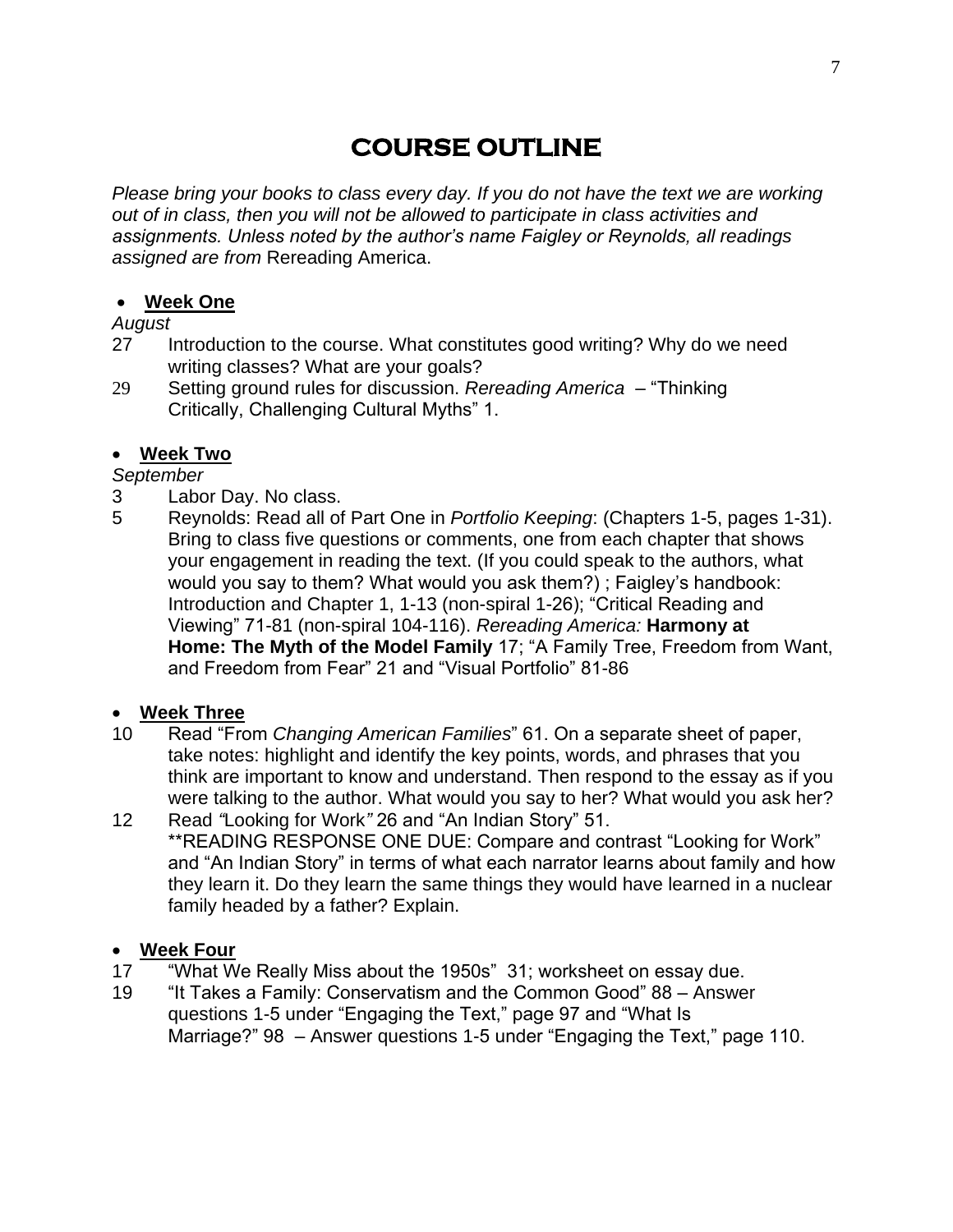# COURSE OUTLINE

*Please bring your books to class every day. If you do not have the text we are working out of in class, then you will not be allowed to participate in class activities and assignments. Unless noted by the author's name Faigley or Reynolds, all readings assigned are from* Rereading America.

- **Week One**

*August*

27 Introduction to the course. What constitutes good writing? Why do we need writing classes? What are your goals?

29 Setting ground rules for discussion. *Rereading America* – "Thinking Critically, Challenging Cultural Myths" 1.

- **Week Two**

*September*

3 Labor Day. No class.

5 Reynolds: Read all of Part One in *Portfolio Keeping*: (Chapters 1-5, pages 1-31). Bring to class five questions or comments, one from each chapter that shows your engagement in reading the text. (If you could speak to the authors, what would you say to them? What would you ask them?) ; Faigley's handbook: Introduction and Chapter 1, 1-13 (non-spiral 1-26); "Critical Reading and Viewing" 71-81 (non-spiral 104-116). *Rereading America:* **Harmony at Home: The Myth of the Model Family** 17; "A Family Tree, Freedom from Want, and Freedom from Fear" 21 and "Visual Portfolio" 81-86

- **Week Three**

10 Read "From *Changing American Families*" 61. On a separate sheet of paper, take notes: highlight and identify the key points, words, and phrases that you think are important to know and understand. Then respond to the essay as if you were talking to the author. What would you say to her? What would you ask her?

12 Read *"*Looking for Work*"* 26 and "An Indian Story" 51.
**READING RESPONSE ONE DUE: Compare and contrast "Looking for Work" and "An Indian Story" in terms of what each narrator learns about family and how they learn it. Do they learn the same things they would have learned in a nuclear family headed by a father? Explain.

- **Week Four**

17 "What We Really Miss about the 1950s" 31; worksheet on essay due.

19 "It Takes a Family: Conservatism and the Common Good" 88 – Answer questions 1-5 under "Engaging the Text," page 97 and "What Is Marriage?" 98 – Answer questions 1-5 under "Engaging the Text," page 110.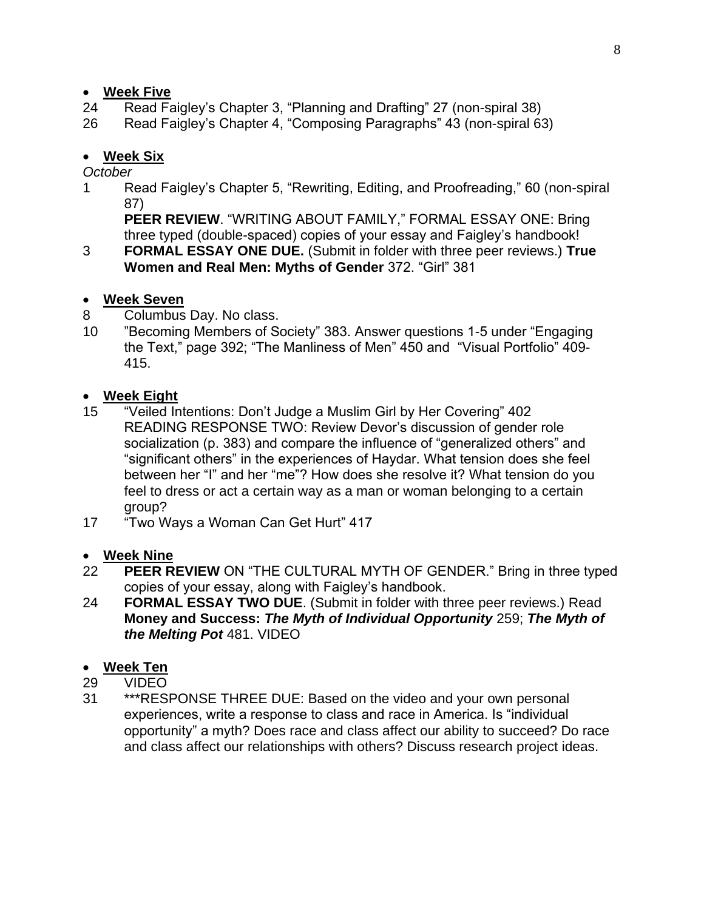- **Week Five**

24 Read Faigley's Chapter 3, "Planning and Drafting" 27 (non-spiral 38)

26 Read Faigley's Chapter 4, "Composing Paragraphs" 43 (non-spiral 63)

- **Week Six**

*October*

1 Read Faigley's Chapter 5, "Rewriting, Editing, and Proofreading," 60 (non-spiral 87)
**PEER REVIEW**. "WRITING ABOUT FAMILY," FORMAL ESSAY ONE: Bring three typed (double-spaced) copies of your essay and Faigley's handbook!

3 **FORMAL ESSAY ONE DUE.** (Submit in folder with three peer reviews.) **True Women and Real Men: Myths of Gender** 372. "Girl" 381

- **Week Seven**

8 Columbus Day. No class.

10 "Becoming Members of Society" 383. Answer questions 1-5 under "Engaging the Text," page 392; "The Manliness of Men" 450 and "Visual Portfolio" 409-415.

- **Week Eight**

15 "Veiled Intentions: Don't Judge a Muslim Girl by Her Covering" 402
READING RESPONSE TWO: Review Devor's discussion of gender role socialization (p. 383) and compare the influence of "generalized others" and "significant others" in the experiences of Haydar. What tension does she feel between her "I" and her "me"? How does she resolve it? What tension do you feel to dress or act a certain way as a man or woman belonging to a certain group?

17 "Two Ways a Woman Can Get Hurt" 417

- **Week Nine**

22 **PEER REVIEW** ON "THE CULTURAL MYTH OF GENDER." Bring in three typed copies of your essay, along with Faigley's handbook.

24 **FORMAL ESSAY TWO DUE**. (Submit in folder with three peer reviews.) Read **Money and Success: *The Myth of Individual Opportunity*** 259; ***The Myth of the Melting Pot*** 481. VIDEO

- **Week Ten**

29 VIDEO

31 ***RESPONSE THREE DUE: Based on the video and your own personal experiences, write a response to class and race in America. Is "individual opportunity" a myth? Does race and class affect our ability to succeed? Do race and class affect our relationships with others? Discuss research project ideas.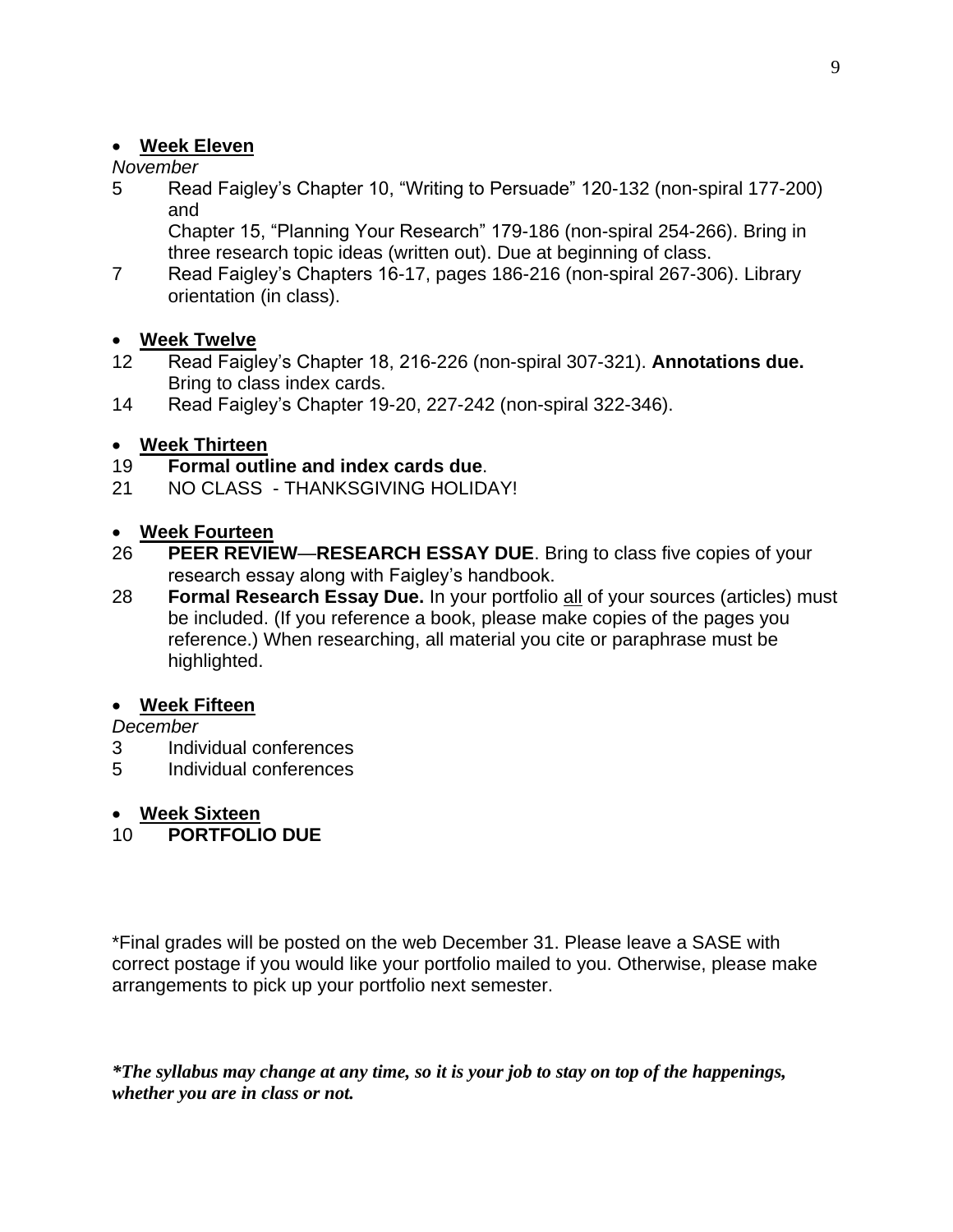- **Week Eleven**

*November*

5 Read Faigley's Chapter 10, "Writing to Persuade" 120-132 (non-spiral 177-200) and
Chapter 15, "Planning Your Research" 179-186 (non-spiral 254-266). Bring in three research topic ideas (written out). Due at beginning of class.

7 Read Faigley's Chapters 16-17, pages 186-216 (non-spiral 267-306). Library orientation (in class).

- **Week Twelve**

12 Read Faigley's Chapter 18, 216-226 (non-spiral 307-321). **Annotations due.** Bring to class index cards.

14 Read Faigley's Chapter 19-20, 227-242 (non-spiral 322-346).

- **Week Thirteen**

19 **Formal outline and index cards due**.

21 NO CLASS - THANKSGIVING HOLIDAY!

- **Week Fourteen**

26 **PEER REVIEW**—**RESEARCH ESSAY DUE**. Bring to class five copies of your research essay along with Faigley's handbook.

28 **Formal Research Essay Due.** In your portfolio <u>all</u> of your sources (articles) must be included. (If you reference a book, please make copies of the pages you reference.) When researching, all material you cite or paraphrase must be highlighted.

- **Week Fifteen**

*December*

3 Individual conferences

5 Individual conferences

- **Week Sixteen**

10 **PORTFOLIO DUE**

*Final grades will be posted on the web December 31. Please leave a SASE with correct postage if you would like your portfolio mailed to you. Otherwise, please make arrangements to pick up your portfolio next semester.

***The syllabus may change at any time, so it is your job to stay on top of the happenings, whether you are in class or not.***